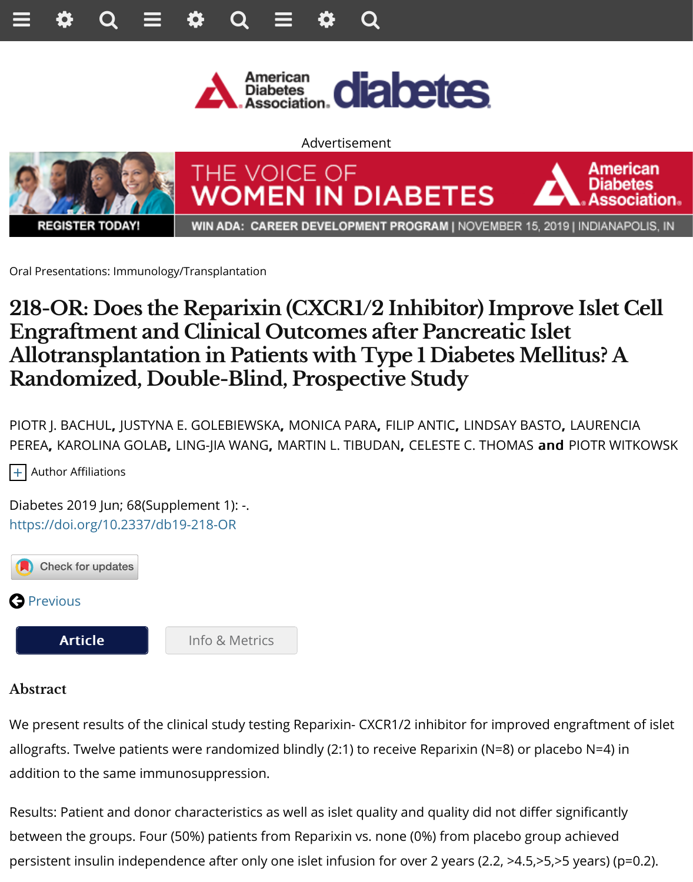Oral Presentations: Immunology/Transplantation

# 218-OR: Does the Reparixin (CXCR1/2 Inhibitor) Improve Islet Cell Engraftment and Clinical Outcomes after Pancreatic Islet Allotransplantation in Patients with Type 1 Diabetes Mellitus? A Randomized, Double-Blind, Prospective Study

PIOTR J. BACHUL, JUSTYNA E. GOLEBIEWSKA, MONICA PARA, FILIP ANTIC, LINDSAY BASTO, LAURENCIA PEREA, KAROLINA GOLAB, LING-JIA WANG, MARTIN L. TIBUDAN, CELESTE C. THOMAS **and** PIOTR WITKOWSK

Author Affiliations

Diabetes 2019 Jun; 68(Supplement 1): -.
https://doi.org/10.2337/db19-218-OR

## Abstract

We present results of the clinical study testing Reparixin- CXCR1/2 inhibitor for improved engraftment of islet allografts. Twelve patients were randomized blindly (2:1) to receive Reparixin (N=8) or placebo N=4) in addition to the same immunosuppression.

Results: Patient and donor characteristics as well as islet quality and quality did not differ significantly between the groups. Four (50%) patients from Reparixin vs. none (0%) from placebo group achieved persistent insulin independence after only one islet infusion for over 2 years (2.2, >4.5,>5,>5 years) (p=0.2).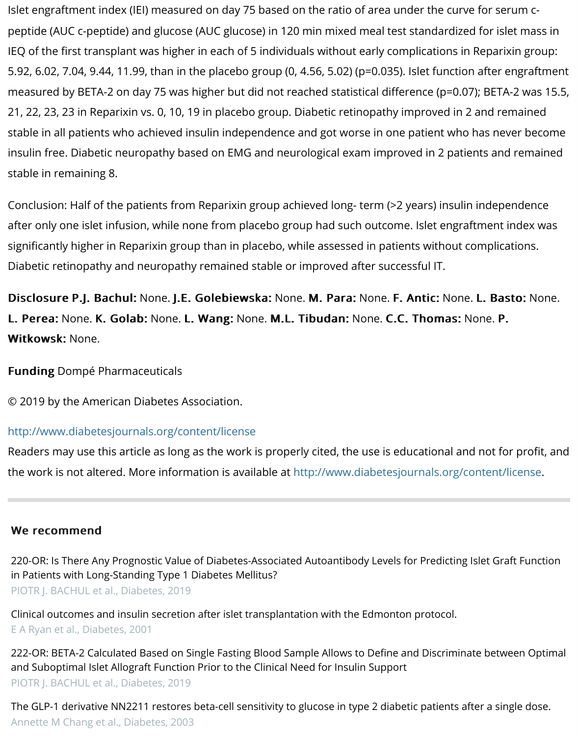Islet engraftment index (IEI) measured on day 75 based on the ratio of area under the curve for serum c-peptide (AUC c-peptide) and glucose (AUC glucose) in 120 min mixed meal test standardized for islet mass in IEQ of the first transplant was higher in each of 5 individuals without early complications in Reparixin group: 5.92, 6.02, 7.04, 9.44, 11.99, than in the placebo group (0, 4.56, 5.02) ($p=0.035$). Islet function after engraftment measured by BETA-2 on day 75 was higher but did not reached statistical difference ($p=0.07$); BETA-2 was 15.5, 21, 22, 23, 23 in Reparixin vs. 0, 10, 19 in placebo group. Diabetic retinopathy improved in 2 and remained stable in all patients who achieved insulin independence and got worse in one patient who has never become insulin free. Diabetic neuropathy based on EMG and neurological exam improved in 2 patients and remained stable in remaining 8.

Conclusion: Half of the patients from Reparixin group achieved long- term (>2 years) insulin independence after only one islet infusion, while none from placebo group had such outcome. Islet engraftment index was significantly higher in Reparixin group than in placebo, while assessed in patients without complications. Diabetic retinopathy and neuropathy remained stable or improved after successful IT.

**Disclosure P.J. Bachul:** None. **J.E. Golebiewska:** None. **M. Para:** None. **F. Antic:** None. **L. Basto:** None. **L. Perea:** None. **K. Golab:** None. **L. Wang:** None. **M.L. Tibudan:** None. **C.C. Thomas:** None. **P. Witkowsk:** None.

**Funding** Dompé Pharmaceuticals

© 2019 by the American Diabetes Association.

http://www.diabetesjournals.org/content/license

Readers may use this article as long as the work is properly cited, the use is educational and not for profit, and the work is not altered. More information is available at http://www.diabetesjournals.org/content/license.

## We recommend

220-OR: Is There Any Prognostic Value of Diabetes-Associated Autoantibody Levels for Predicting Islet Graft Function in Patients with Long-Standing Type 1 Diabetes Mellitus?
PIOTR J. BACHUL et al., Diabetes, 2019

Clinical outcomes and insulin secretion after islet transplantation with the Edmonton protocol.
E A Ryan et al., Diabetes, 2001

222-OR: BETA-2 Calculated Based on Single Fasting Blood Sample Allows to Define and Discriminate between Optimal and Suboptimal Islet Allograft Function Prior to the Clinical Need for Insulin Support
PIOTR J. BACHUL et al., Diabetes, 2019

The GLP-1 derivative NN2211 restores beta-cell sensitivity to glucose in type 2 diabetic patients after a single dose.
Annette M Chang et al., Diabetes, 2003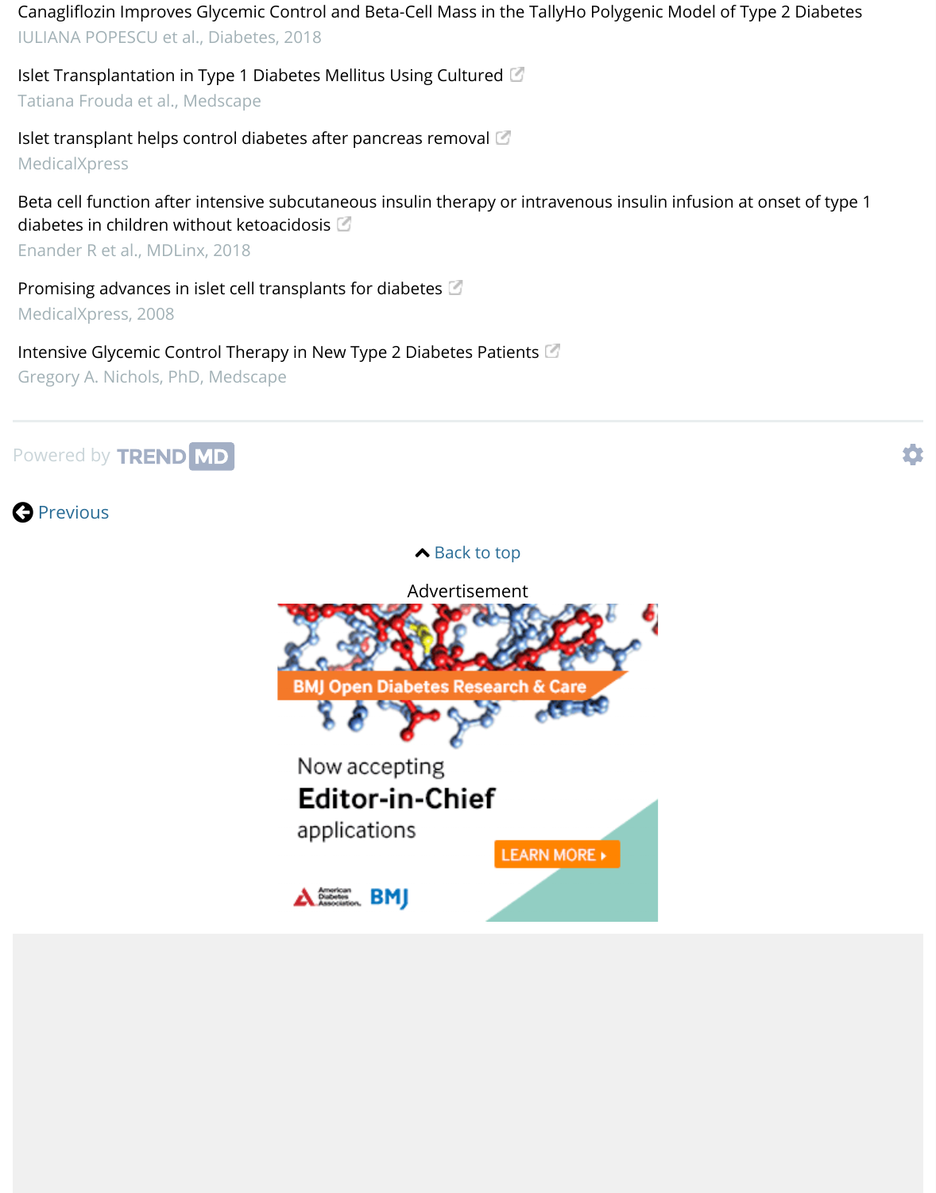Canagliflozin Improves Glycemic Control and Beta-Cell Mass in the TallyHo Polygenic Model of Type 2 Diabetes
IULIANA POPESCU et al., Diabetes, 2018

Islet Transplantation in Type 1 Diabetes Mellitus Using Cultured
Tatiana Frouda et al., Medscape

Islet transplant helps control diabetes after pancreas removal
MedicalXpress

Beta cell function after intensive subcutaneous insulin therapy or intravenous insulin infusion at onset of type 1 diabetes in children without ketoacidosis
Enander R et al., MDLinx, 2018

Promising advances in islet cell transplants for diabetes
MedicalXpress, 2008

Intensive Glycemic Control Therapy in New Type 2 Diabetes Patients
Gregory A. Nichols, PhD, Medscape

Powered by TRENDMD

Previous

Back to top

Advertisement

BMJ Open Diabetes Research & Care

Now accepting
Editor-in-Chief
applications

LEARN MORE

American Diabetes Association. BMJ